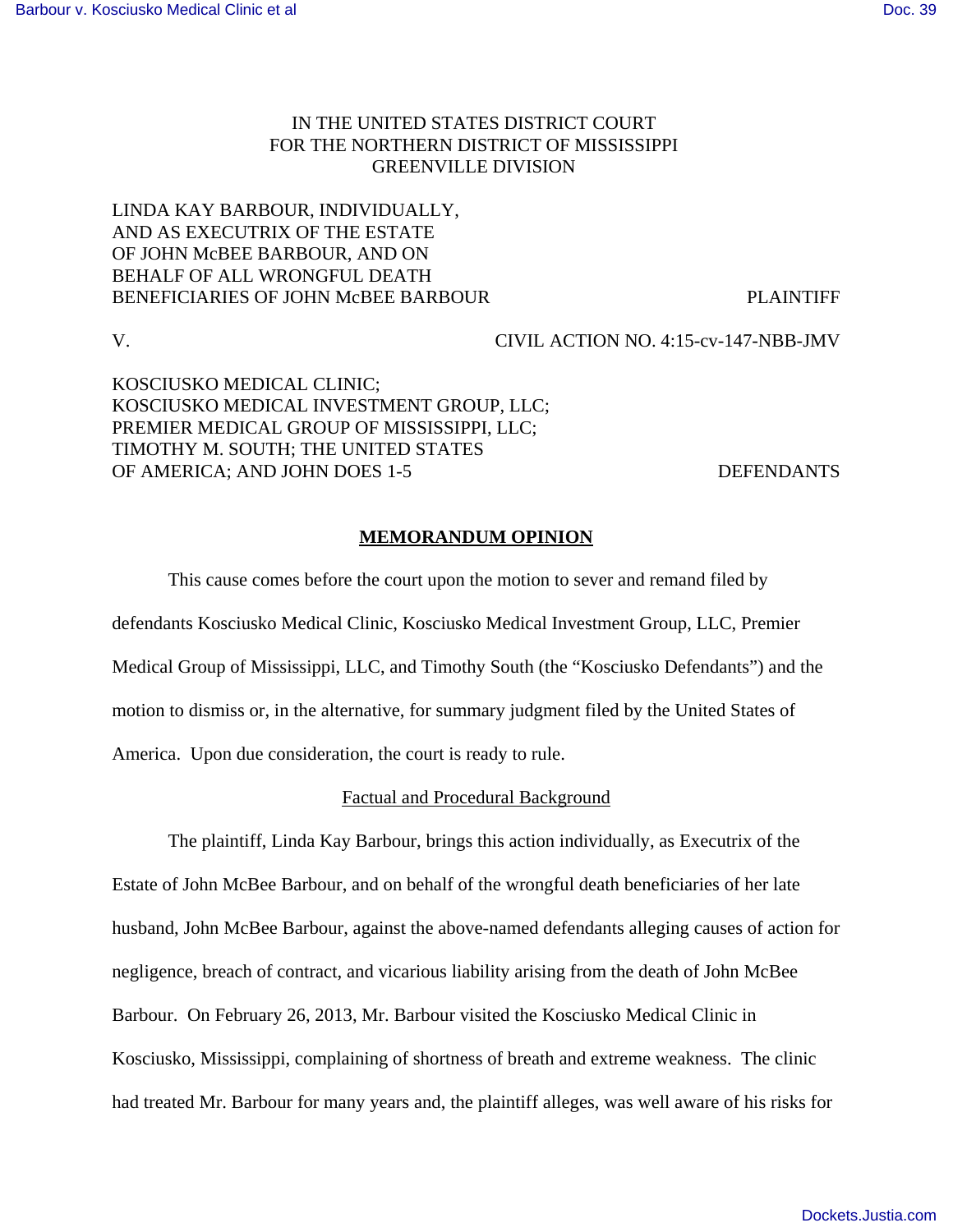IN THE UNITED STATES DISTRICT COURT
FOR THE NORTHERN DISTRICT OF MISSISSIPPI
GREENVILLE DIVISION

LINDA KAY BARBOUR, INDIVIDUALLY, AND AS EXECUTRIX OF THE ESTATE OF JOHN McBEE BARBOUR, AND ON BEHALF OF ALL WRONGFUL DEATH BENEFICIARIES OF JOHN McBEE BARBOUR — PLAINTIFF

V. — CIVIL ACTION NO. 4:15-cv-147-NBB-JMV

KOSCIUSKO MEDICAL CLINIC; KOSCIUSKO MEDICAL INVESTMENT GROUP, LLC; PREMIER MEDICAL GROUP OF MISSISSIPPI, LLC; TIMOTHY M. SOUTH; THE UNITED STATES OF AMERICA; AND JOHN DOES 1-5 — DEFENDANTS

# MEMORANDUM OPINION

This cause comes before the court upon the motion to sever and remand filed by defendants Kosciusko Medical Clinic, Kosciusko Medical Investment Group, LLC, Premier Medical Group of Mississippi, LLC, and Timothy South (the "Kosciusko Defendants") and the motion to dismiss or, in the alternative, for summary judgment filed by the United States of America. Upon due consideration, the court is ready to rule.

## Factual and Procedural Background

The plaintiff, Linda Kay Barbour, brings this action individually, as Executrix of the Estate of John McBee Barbour, and on behalf of the wrongful death beneficiaries of her late husband, John McBee Barbour, against the above-named defendants alleging causes of action for negligence, breach of contract, and vicarious liability arising from the death of John McBee Barbour. On February 26, 2013, Mr. Barbour visited the Kosciusko Medical Clinic in Kosciusko, Mississippi, complaining of shortness of breath and extreme weakness. The clinic had treated Mr. Barbour for many years and, the plaintiff alleges, was well aware of his risks for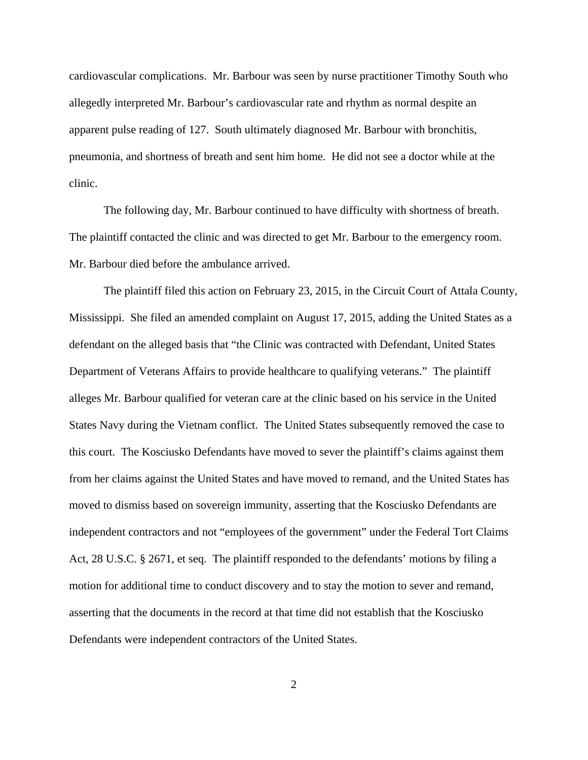cardiovascular complications. Mr. Barbour was seen by nurse practitioner Timothy South who allegedly interpreted Mr. Barbour's cardiovascular rate and rhythm as normal despite an apparent pulse reading of 127. South ultimately diagnosed Mr. Barbour with bronchitis, pneumonia, and shortness of breath and sent him home. He did not see a doctor while at the clinic.

The following day, Mr. Barbour continued to have difficulty with shortness of breath. The plaintiff contacted the clinic and was directed to get Mr. Barbour to the emergency room. Mr. Barbour died before the ambulance arrived.

The plaintiff filed this action on February 23, 2015, in the Circuit Court of Attala County, Mississippi. She filed an amended complaint on August 17, 2015, adding the United States as a defendant on the alleged basis that "the Clinic was contracted with Defendant, United States Department of Veterans Affairs to provide healthcare to qualifying veterans." The plaintiff alleges Mr. Barbour qualified for veteran care at the clinic based on his service in the United States Navy during the Vietnam conflict. The United States subsequently removed the case to this court. The Kosciusko Defendants have moved to sever the plaintiff's claims against them from her claims against the United States and have moved to remand, and the United States has moved to dismiss based on sovereign immunity, asserting that the Kosciusko Defendants are independent contractors and not "employees of the government" under the Federal Tort Claims Act, 28 U.S.C. § 2671, et seq. The plaintiff responded to the defendants' motions by filing a motion for additional time to conduct discovery and to stay the motion to sever and remand, asserting that the documents in the record at that time did not establish that the Kosciusko Defendants were independent contractors of the United States.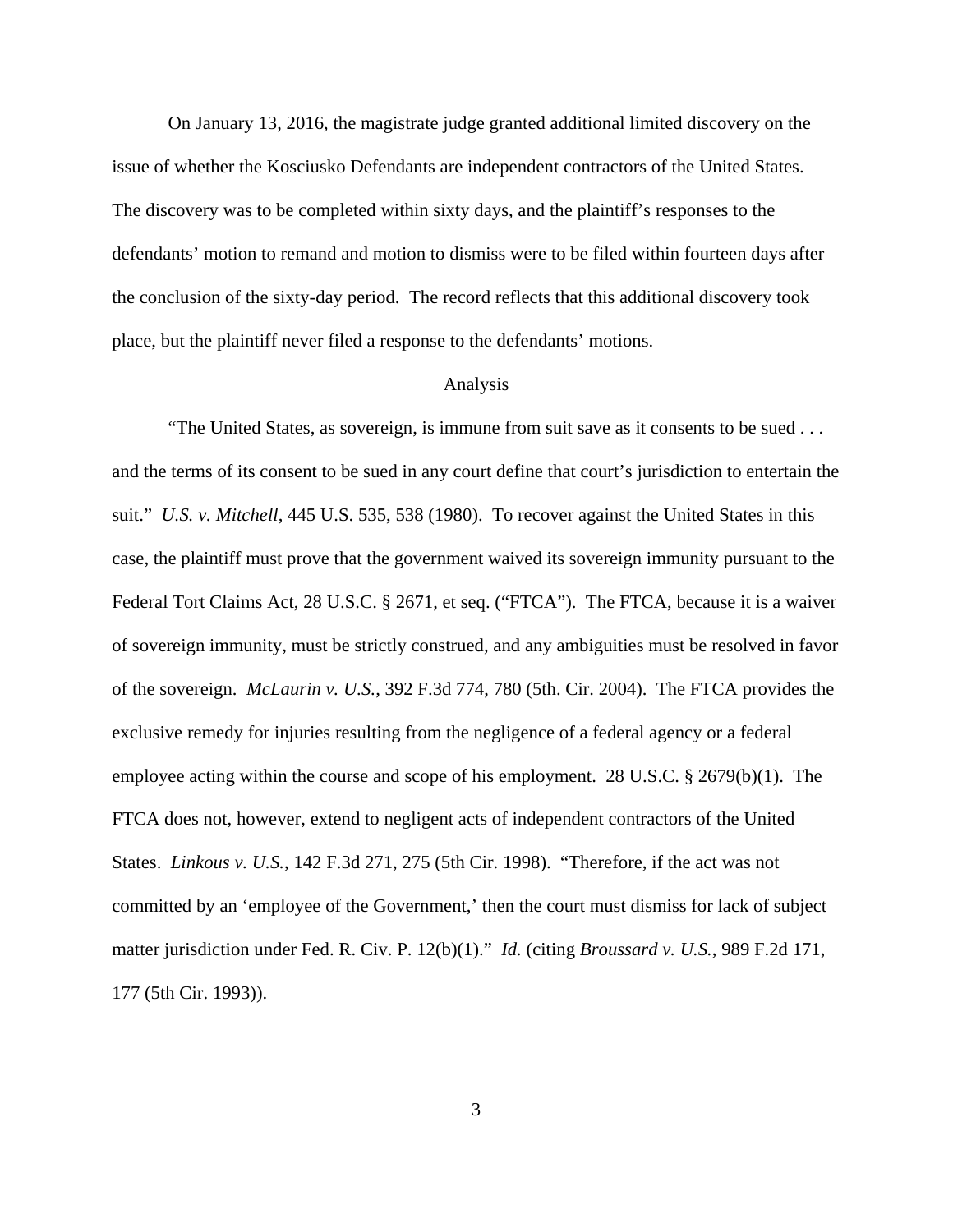On January 13, 2016, the magistrate judge granted additional limited discovery on the issue of whether the Kosciusko Defendants are independent contractors of the United States. The discovery was to be completed within sixty days, and the plaintiff's responses to the defendants' motion to remand and motion to dismiss were to be filed within fourteen days after the conclusion of the sixty-day period. The record reflects that this additional discovery took place, but the plaintiff never filed a response to the defendants' motions.

<u>Analysis</u>

"The United States, as sovereign, is immune from suit save as it consents to be sued . . . and the terms of its consent to be sued in any court define that court's jurisdiction to entertain the suit." *U.S. v. Mitchell*, 445 U.S. 535, 538 (1980). To recover against the United States in this case, the plaintiff must prove that the government waived its sovereign immunity pursuant to the Federal Tort Claims Act, 28 U.S.C. § 2671, et seq. ("FTCA"). The FTCA, because it is a waiver of sovereign immunity, must be strictly construed, and any ambiguities must be resolved in favor of the sovereign. *McLaurin v. U.S.*, 392 F.3d 774, 780 (5th. Cir. 2004). The FTCA provides the exclusive remedy for injuries resulting from the negligence of a federal agency or a federal employee acting within the course and scope of his employment. 28 U.S.C. § 2679(b)(1). The FTCA does not, however, extend to negligent acts of independent contractors of the United States. *Linkous v. U.S.*, 142 F.3d 271, 275 (5th Cir. 1998). "Therefore, if the act was not committed by an 'employee of the Government,' then the court must dismiss for lack of subject matter jurisdiction under Fed. R. Civ. P. 12(b)(1)." *Id.* (citing *Broussard v. U.S.*, 989 F.2d 171, 177 (5th Cir. 1993)).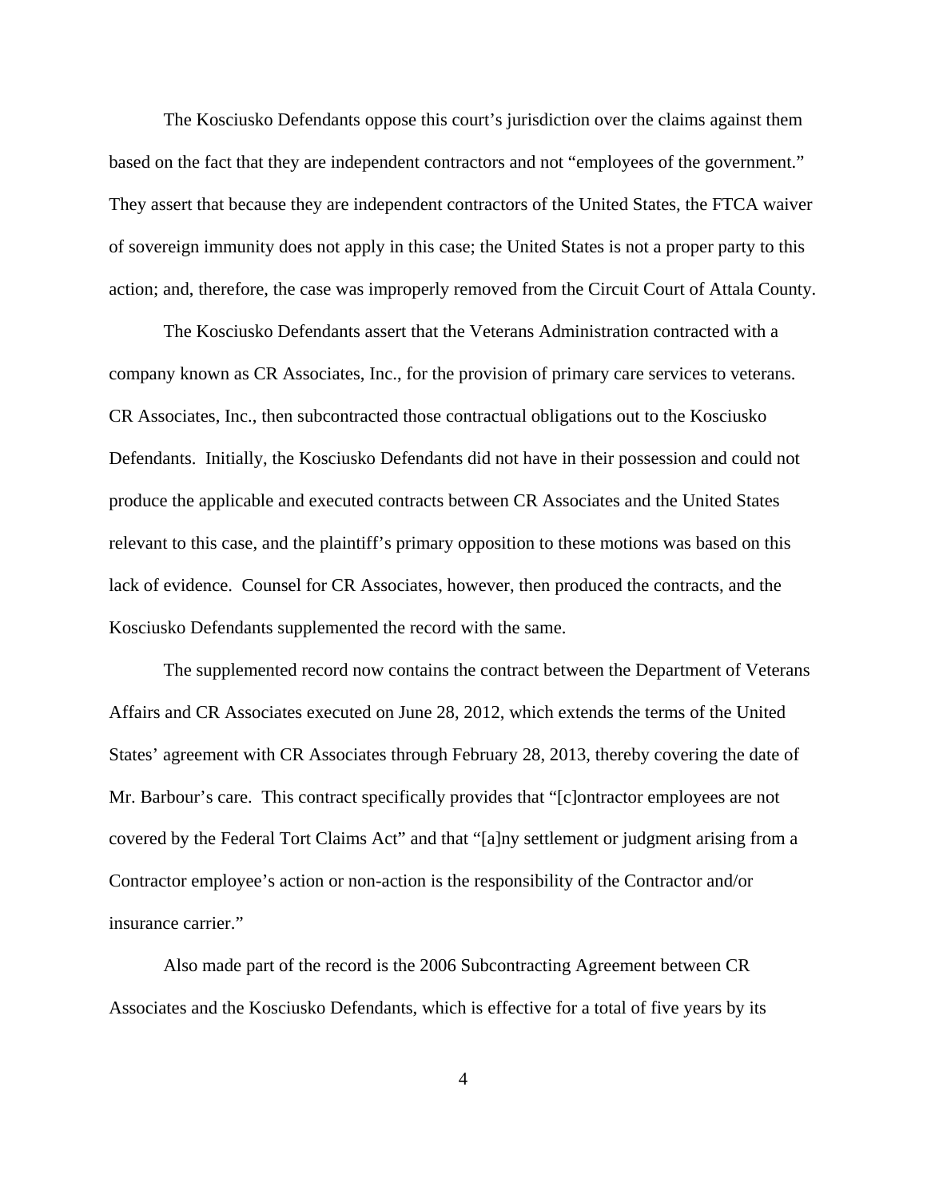The Kosciusko Defendants oppose this court's jurisdiction over the claims against them based on the fact that they are independent contractors and not "employees of the government." They assert that because they are independent contractors of the United States, the FTCA waiver of sovereign immunity does not apply in this case; the United States is not a proper party to this action; and, therefore, the case was improperly removed from the Circuit Court of Attala County.

The Kosciusko Defendants assert that the Veterans Administration contracted with a company known as CR Associates, Inc., for the provision of primary care services to veterans. CR Associates, Inc., then subcontracted those contractual obligations out to the Kosciusko Defendants. Initially, the Kosciusko Defendants did not have in their possession and could not produce the applicable and executed contracts between CR Associates and the United States relevant to this case, and the plaintiff's primary opposition to these motions was based on this lack of evidence. Counsel for CR Associates, however, then produced the contracts, and the Kosciusko Defendants supplemented the record with the same.

The supplemented record now contains the contract between the Department of Veterans Affairs and CR Associates executed on June 28, 2012, which extends the terms of the United States' agreement with CR Associates through February 28, 2013, thereby covering the date of Mr. Barbour's care. This contract specifically provides that "[c]ontractor employees are not covered by the Federal Tort Claims Act" and that "[a]ny settlement or judgment arising from a Contractor employee's action or non-action is the responsibility of the Contractor and/or insurance carrier."

Also made part of the record is the 2006 Subcontracting Agreement between CR Associates and the Kosciusko Defendants, which is effective for a total of five years by its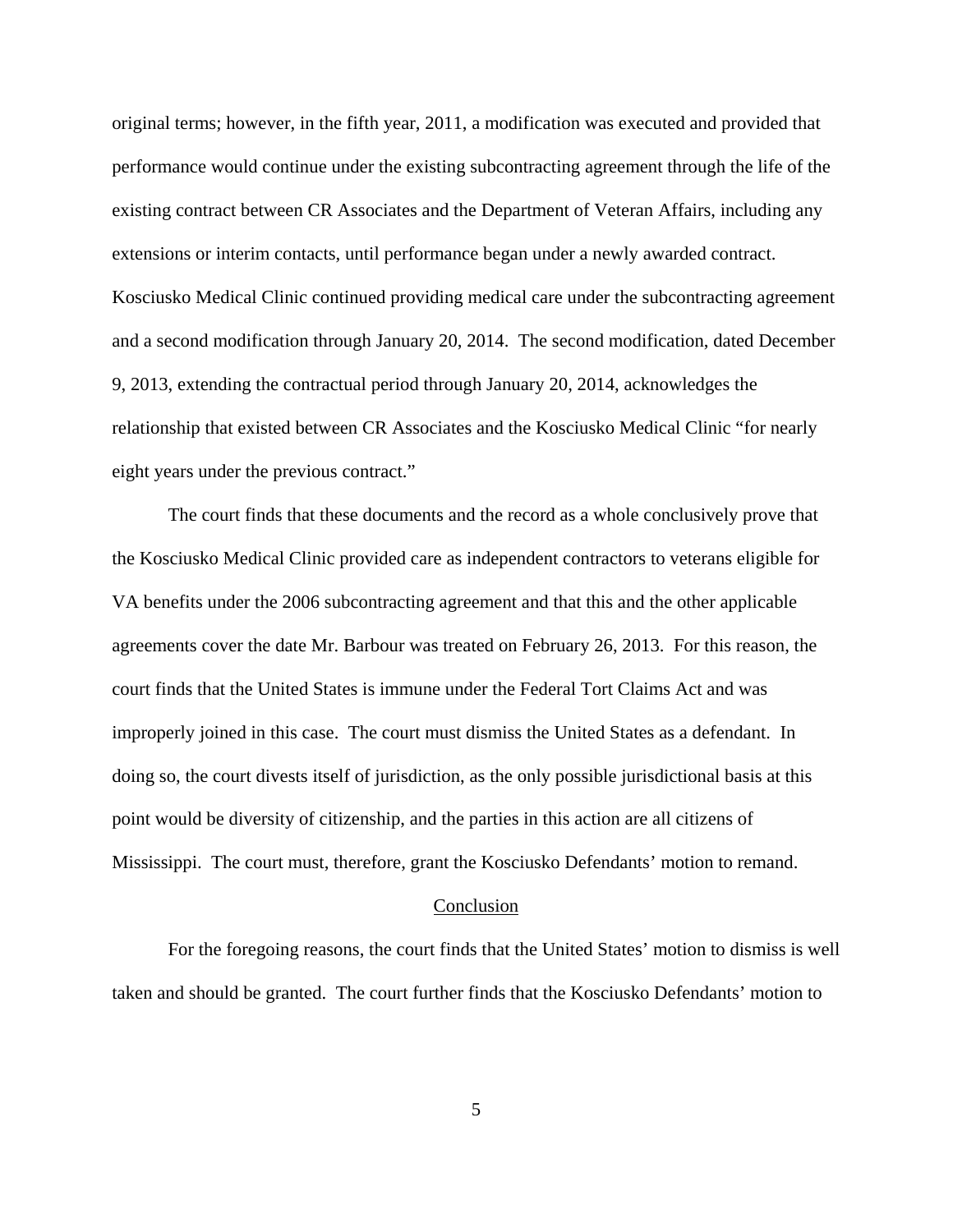original terms; however, in the fifth year, 2011, a modification was executed and provided that performance would continue under the existing subcontracting agreement through the life of the existing contract between CR Associates and the Department of Veteran Affairs, including any extensions or interim contacts, until performance began under a newly awarded contract. Kosciusko Medical Clinic continued providing medical care under the subcontracting agreement and a second modification through January 20, 2014. The second modification, dated December 9, 2013, extending the contractual period through January 20, 2014, acknowledges the relationship that existed between CR Associates and the Kosciusko Medical Clinic "for nearly eight years under the previous contract."

The court finds that these documents and the record as a whole conclusively prove that the Kosciusko Medical Clinic provided care as independent contractors to veterans eligible for VA benefits under the 2006 subcontracting agreement and that this and the other applicable agreements cover the date Mr. Barbour was treated on February 26, 2013. For this reason, the court finds that the United States is immune under the Federal Tort Claims Act and was improperly joined in this case. The court must dismiss the United States as a defendant. In doing so, the court divests itself of jurisdiction, as the only possible jurisdictional basis at this point would be diversity of citizenship, and the parties in this action are all citizens of Mississippi. The court must, therefore, grant the Kosciusko Defendants' motion to remand.

## Conclusion

For the foregoing reasons, the court finds that the United States' motion to dismiss is well taken and should be granted. The court further finds that the Kosciusko Defendants' motion to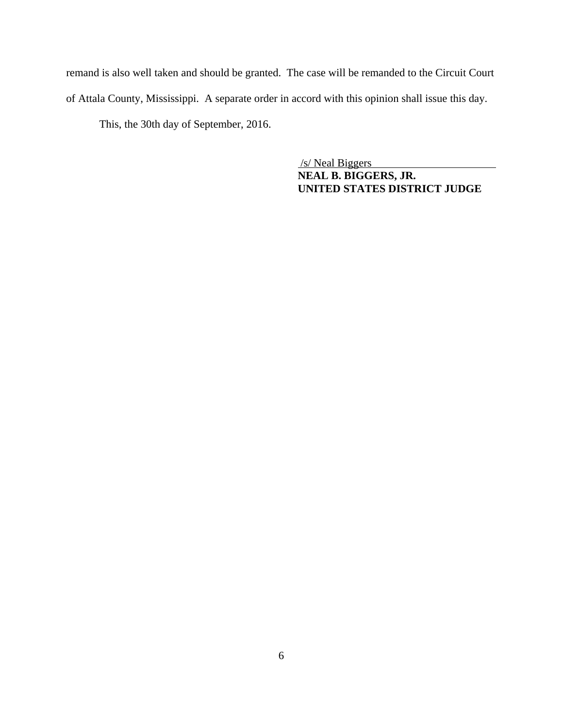remand is also well taken and should be granted. The case will be remanded to the Circuit Court of Attala County, Mississippi. A separate order in accord with this opinion shall issue this day.

This, the 30th day of September, 2016.

/s/ Neal Biggers
**NEAL B. BIGGERS, JR.**
**UNITED STATES DISTRICT JUDGE**